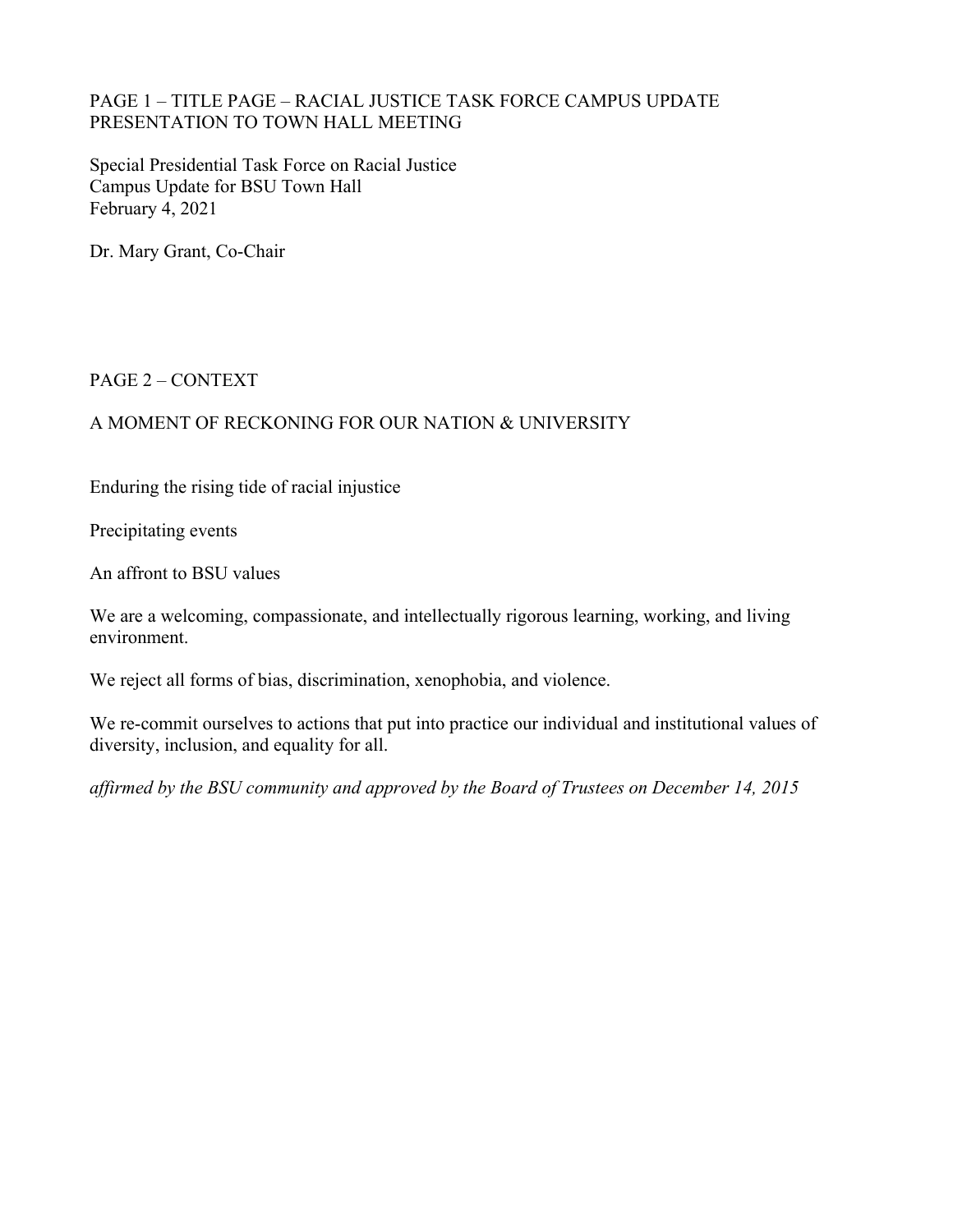## PAGE 1 – TITLE PAGE – RACIAL JUSTICE TASK FORCE CAMPUS UPDATE PRESENTATION TO TOWN HALL MEETING

Special Presidential Task Force on Racial Justice
Campus Update for BSU Town Hall
February 4, 2021

Dr. Mary Grant, Co-Chair

## PAGE 2 – CONTEXT

### A MOMENT OF RECKONING FOR OUR NATION & UNIVERSITY

Enduring the rising tide of racial injustice

Precipitating events

An affront to BSU values

We are a welcoming, compassionate, and intellectually rigorous learning, working, and living environment.

We reject all forms of bias, discrimination, xenophobia, and violence.

We re-commit ourselves to actions that put into practice our individual and institutional values of diversity, inclusion, and equality for all.

*affirmed by the BSU community and approved by the Board of Trustees on December 14, 2015*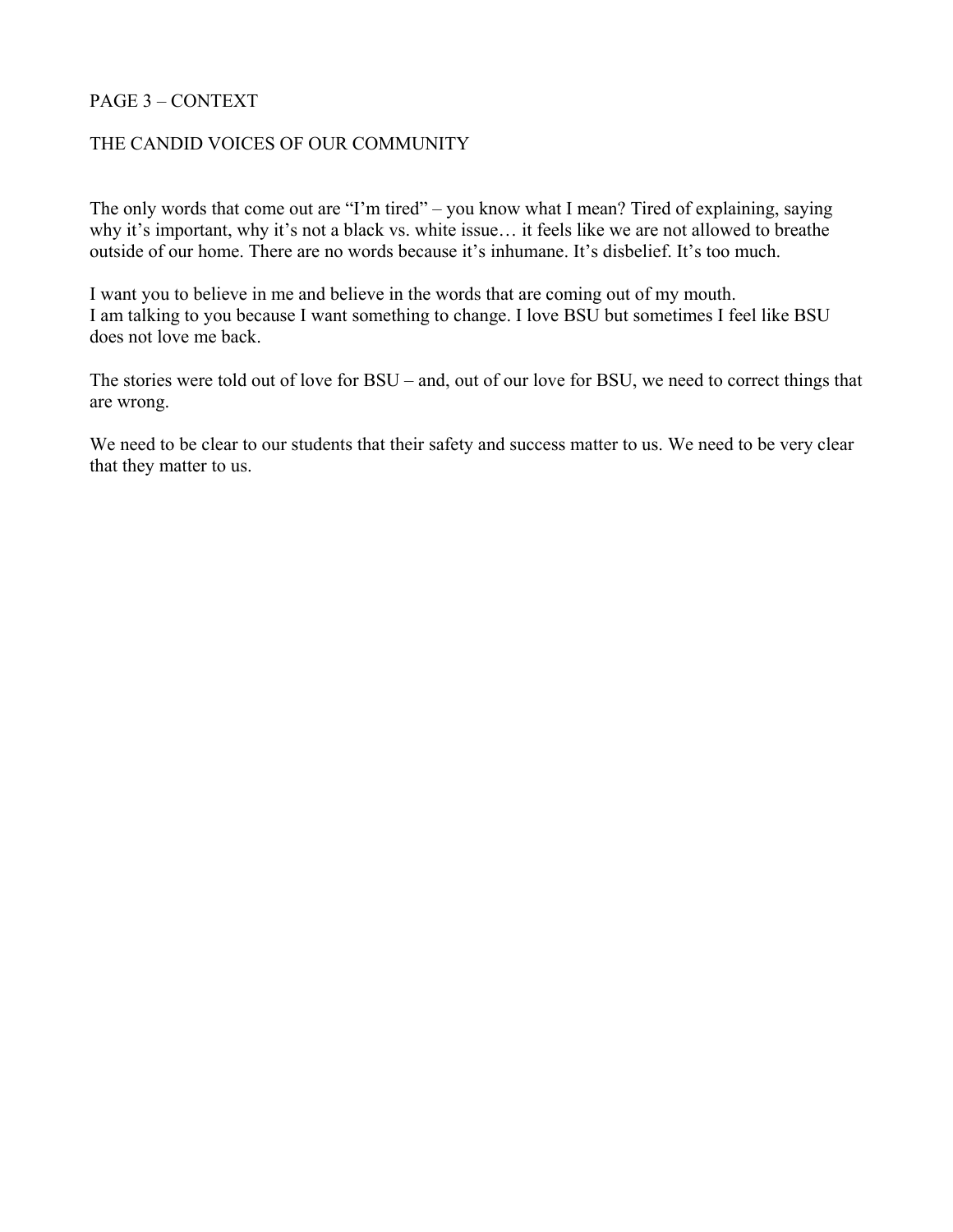PAGE 3 – CONTEXT

THE CANDID VOICES OF OUR COMMUNITY

The only words that come out are "I'm tired" – you know what I mean? Tired of explaining, saying why it's important, why it's not a black vs. white issue… it feels like we are not allowed to breathe outside of our home. There are no words because it's inhumane. It's disbelief. It's too much.

I want you to believe in me and believe in the words that are coming out of my mouth.
I am talking to you because I want something to change. I love BSU but sometimes I feel like BSU does not love me back.

The stories were told out of love for BSU – and, out of our love for BSU, we need to correct things that are wrong.

We need to be clear to our students that their safety and success matter to us. We need to be very clear that they matter to us.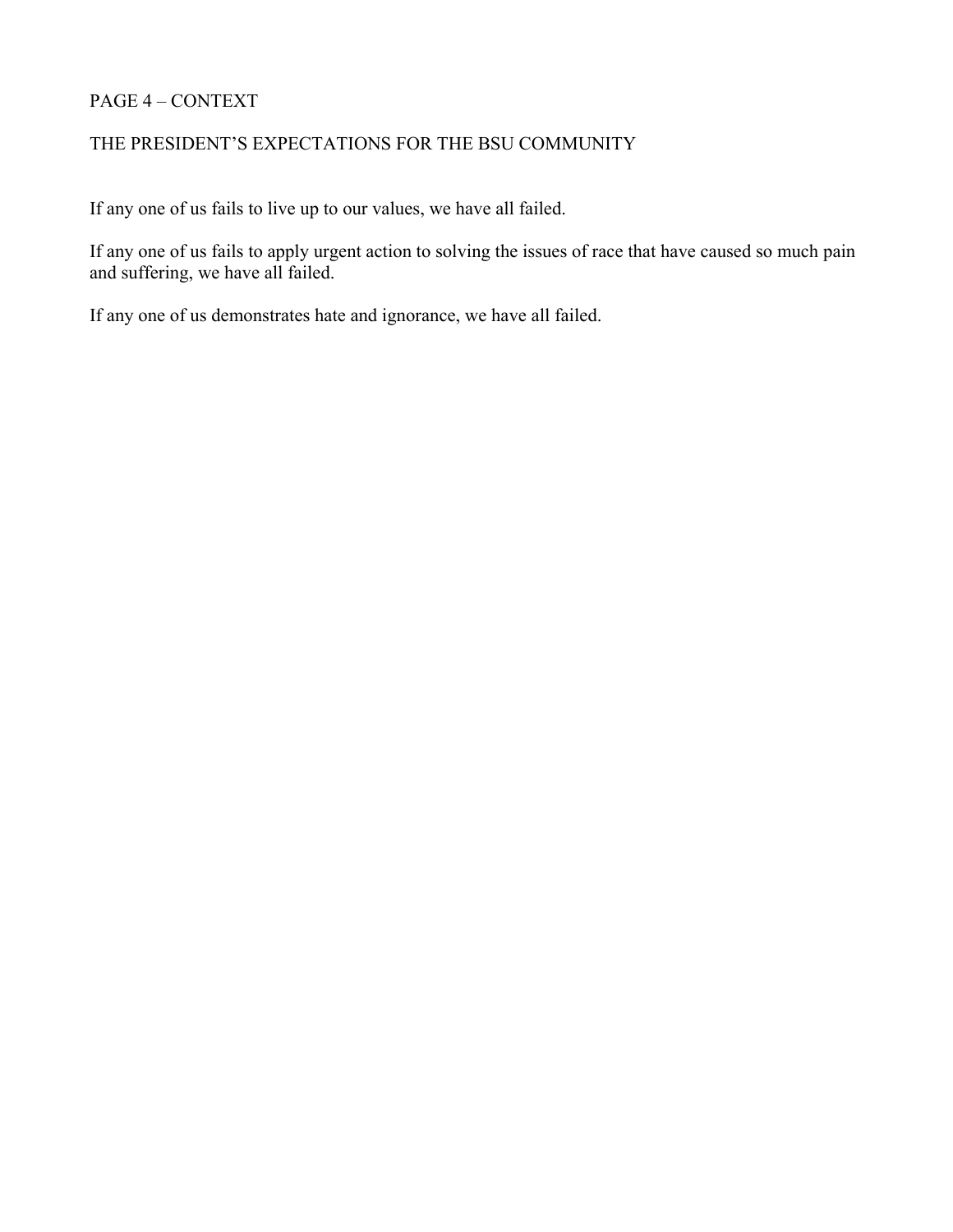PAGE 4 – CONTEXT

## THE PRESIDENT'S EXPECTATIONS FOR THE BSU COMMUNITY

If any one of us fails to live up to our values, we have all failed.

If any one of us fails to apply urgent action to solving the issues of race that have caused so much pain and suffering, we have all failed.

If any one of us demonstrates hate and ignorance, we have all failed.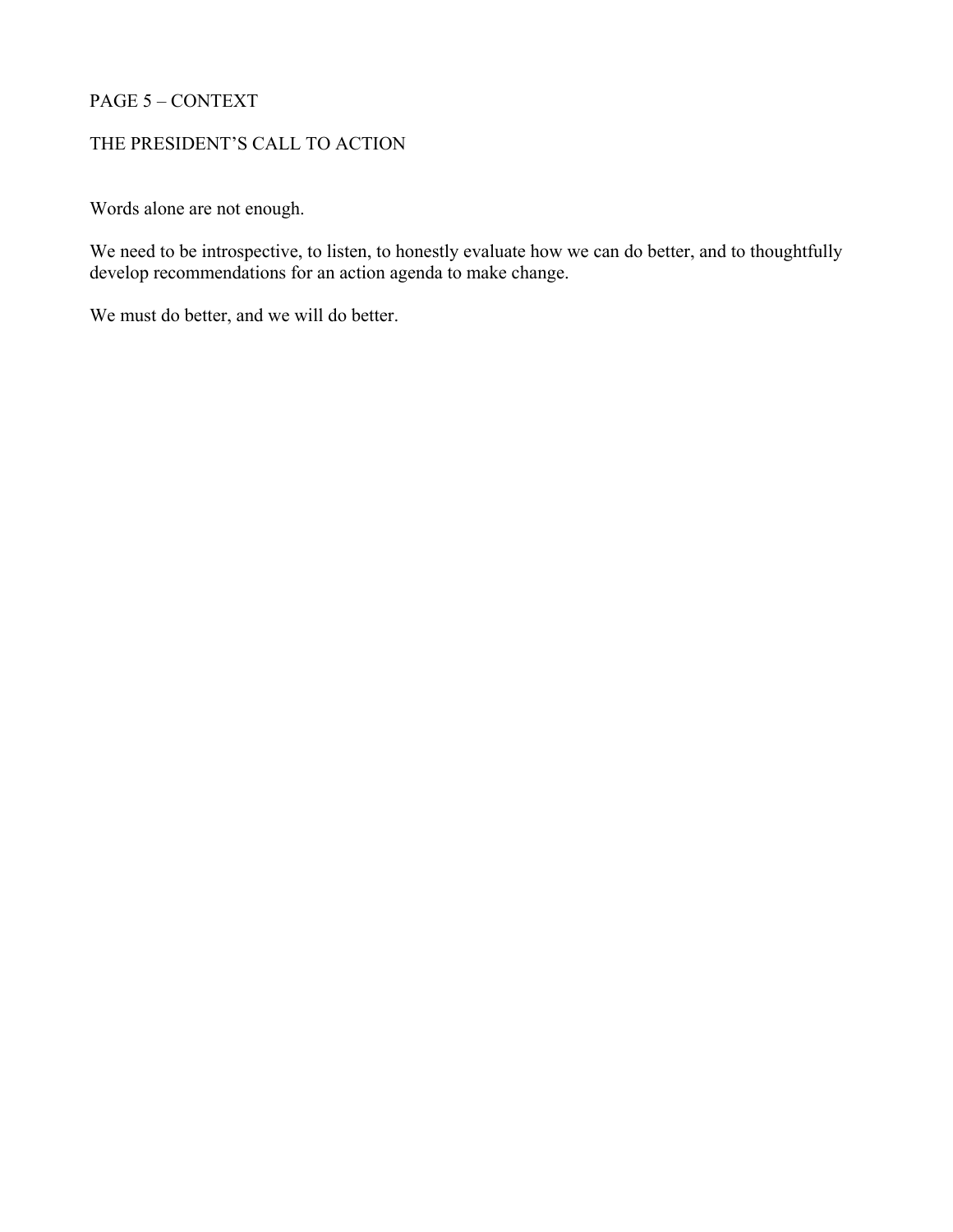PAGE 5 – CONTEXT

## THE PRESIDENT'S CALL TO ACTION

Words alone are not enough.

We need to be introspective, to listen, to honestly evaluate how we can do better, and to thoughtfully develop recommendations for an action agenda to make change.

We must do better, and we will do better.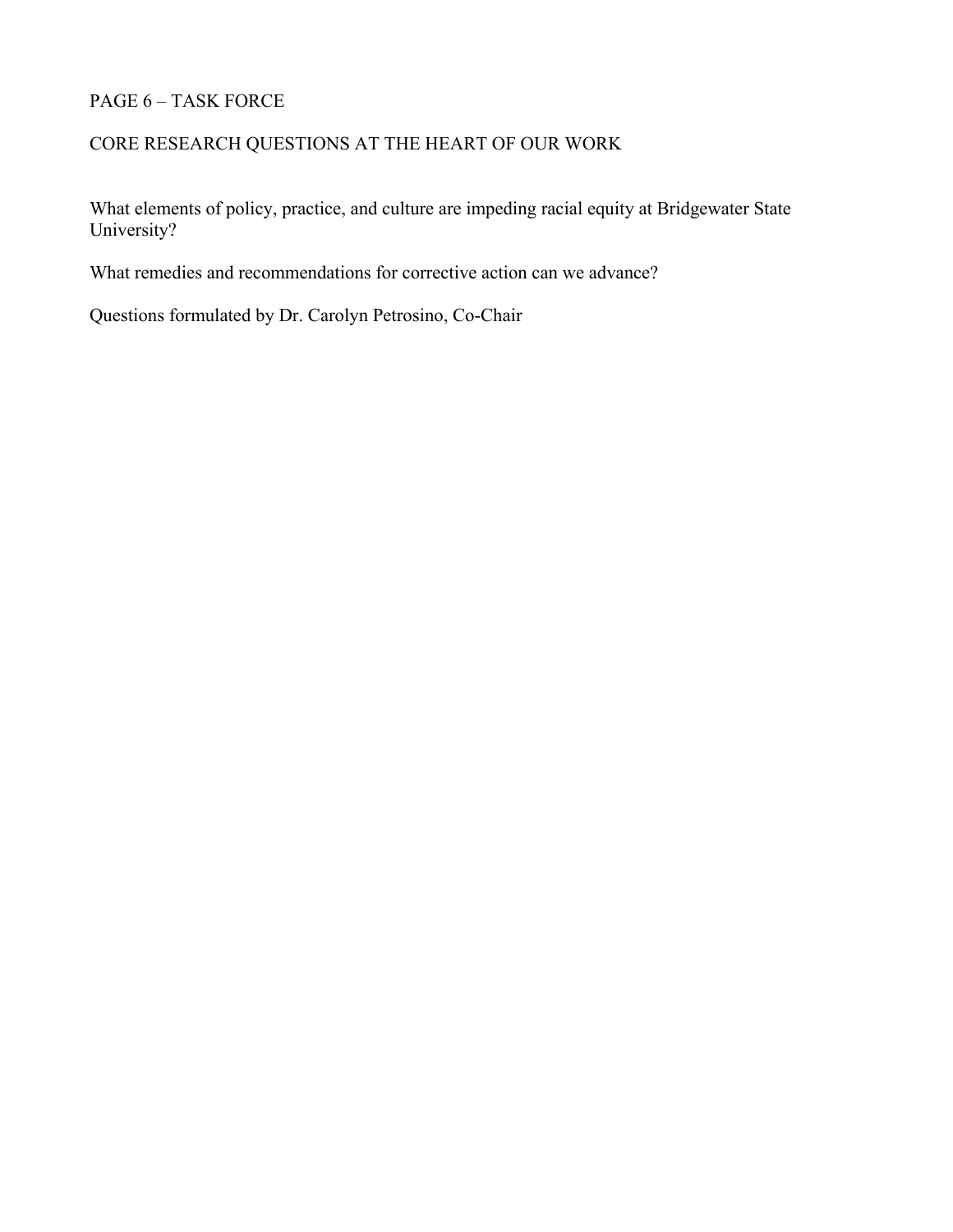PAGE 6 – TASK FORCE

## CORE RESEARCH QUESTIONS AT THE HEART OF OUR WORK

What elements of policy, practice, and culture are impeding racial equity at Bridgewater State University?

What remedies and recommendations for corrective action can we advance?

Questions formulated by Dr. Carolyn Petrosino, Co-Chair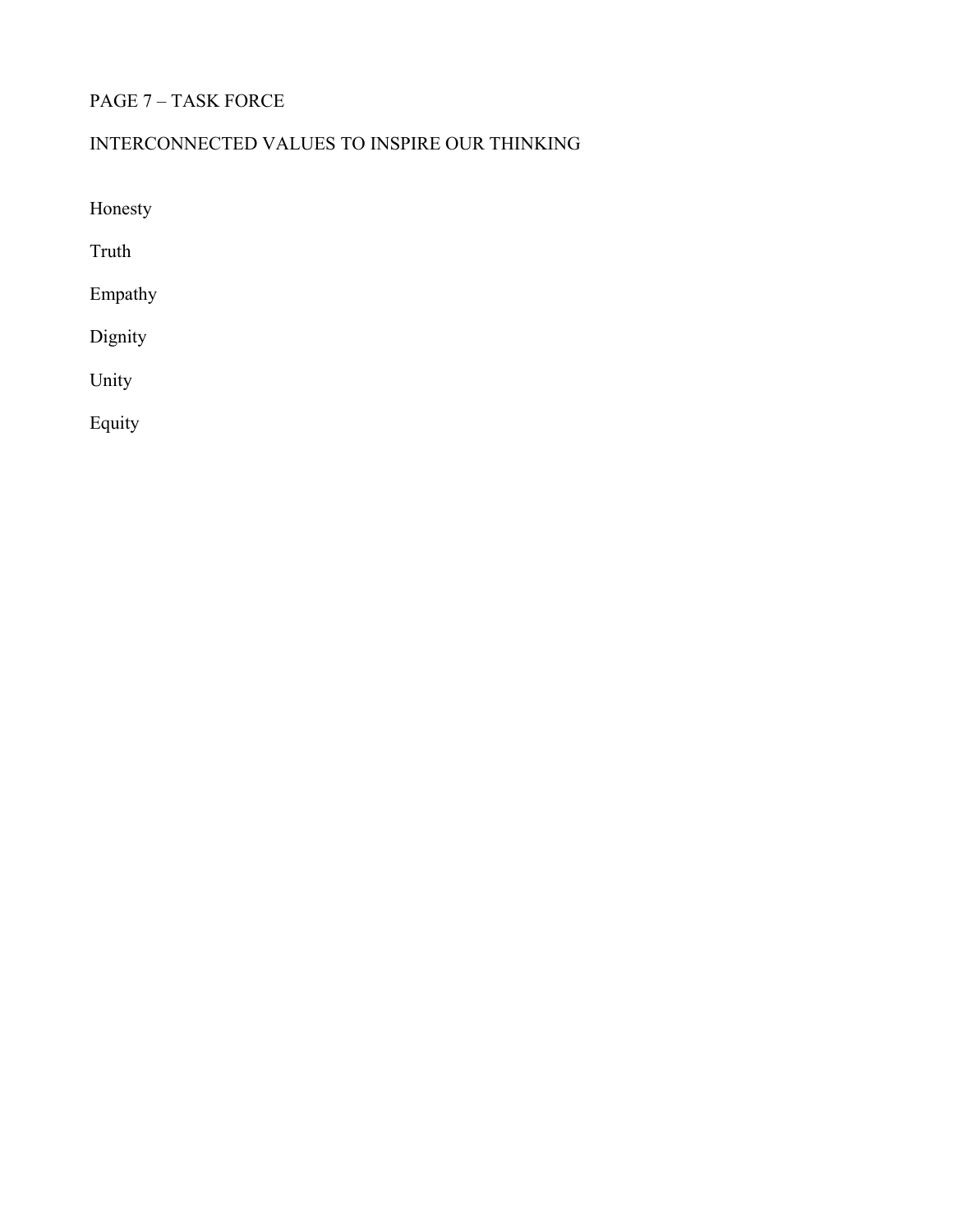# PAGE 7 – TASK FORCE

## INTERCONNECTED VALUES TO INSPIRE OUR THINKING

Honesty

Truth

Empathy

Dignity

Unity

Equity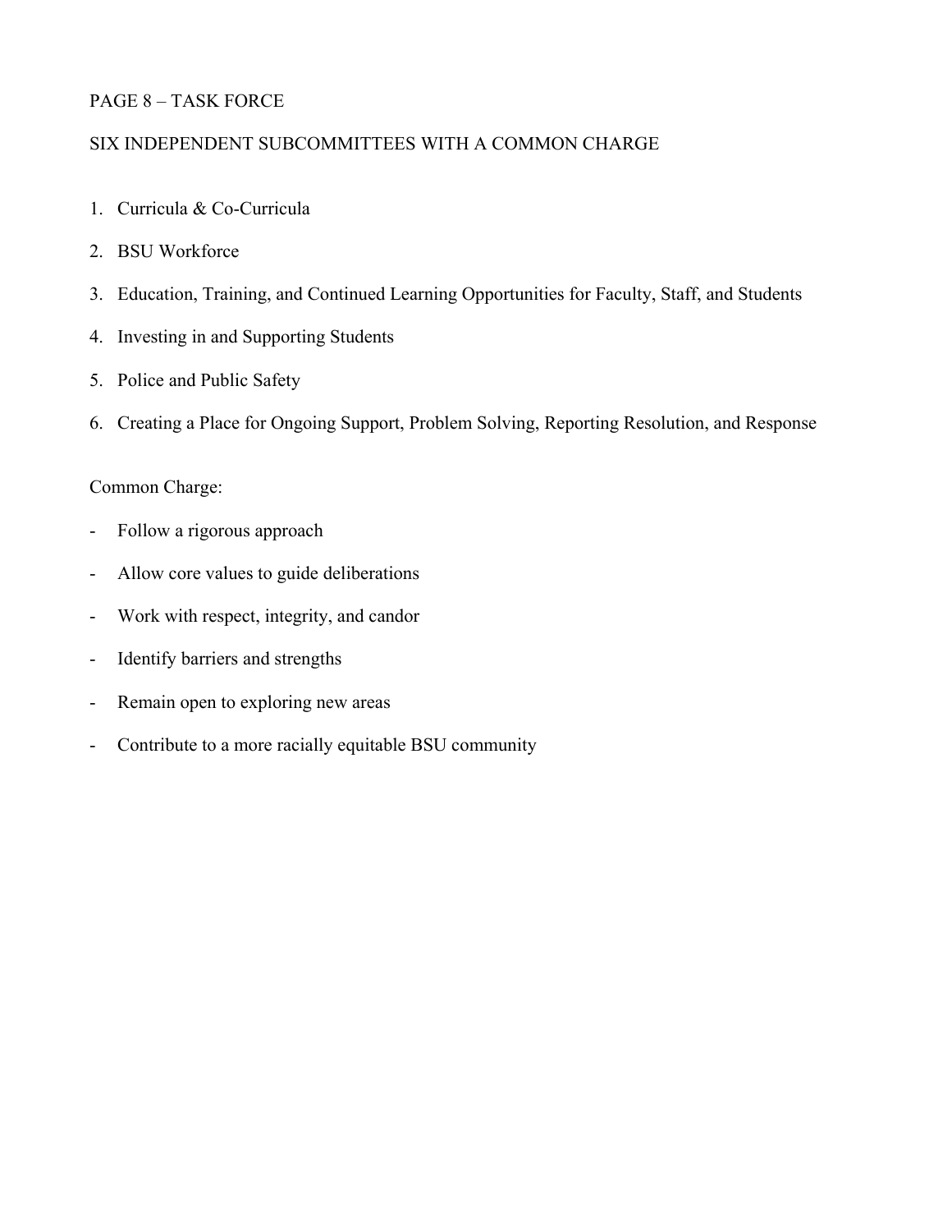## PAGE 8 – TASK FORCE

## SIX INDEPENDENT SUBCOMMITTEES WITH A COMMON CHARGE

1. Curricula & Co-Curricula
2. BSU Workforce
3. Education, Training, and Continued Learning Opportunities for Faculty, Staff, and Students
4. Investing in and Supporting Students
5. Police and Public Safety
6. Creating a Place for Ongoing Support, Problem Solving, Reporting Resolution, and Response

Common Charge:

- Follow a rigorous approach
- Allow core values to guide deliberations
- Work with respect, integrity, and candor
- Identify barriers and strengths
- Remain open to exploring new areas
- Contribute to a more racially equitable BSU community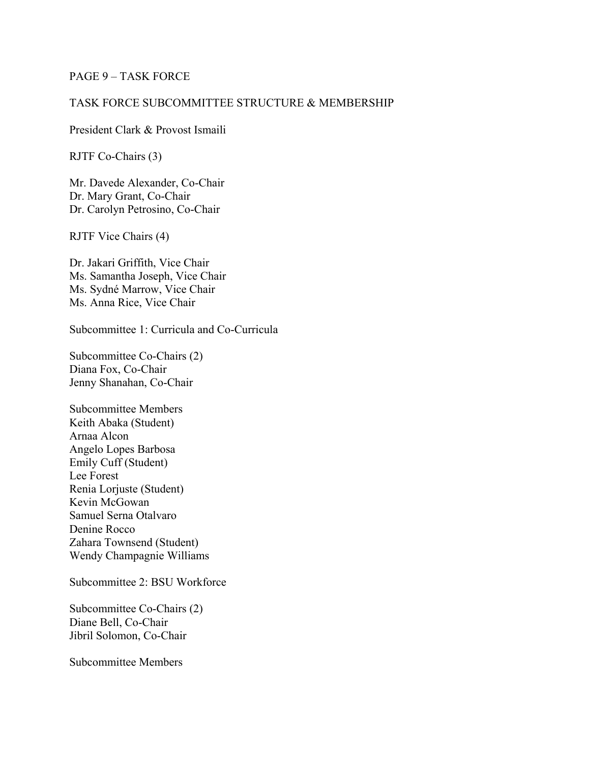PAGE 9 – TASK FORCE

## TASK FORCE SUBCOMMITTEE STRUCTURE & MEMBERSHIP

President Clark & Provost Ismaili

RJTF Co-Chairs (3)

Mr. Davede Alexander, Co-Chair
Dr. Mary Grant, Co-Chair
Dr. Carolyn Petrosino, Co-Chair

RJTF Vice Chairs (4)

Dr. Jakari Griffith, Vice Chair
Ms. Samantha Joseph, Vice Chair
Ms. Sydné Marrow, Vice Chair
Ms. Anna Rice, Vice Chair

### Subcommittee 1: Curricula and Co-Curricula

Subcommittee Co-Chairs (2)
Diana Fox, Co-Chair
Jenny Shanahan, Co-Chair

Subcommittee Members
Keith Abaka (Student)
Arnaa Alcon
Angelo Lopes Barbosa
Emily Cuff (Student)
Lee Forest
Renia Lorjuste (Student)
Kevin McGowan
Samuel Serna Otalvaro
Denine Rocco
Zahara Townsend (Student)
Wendy Champagnie Williams

### Subcommittee 2: BSU Workforce

Subcommittee Co-Chairs (2)
Diane Bell, Co-Chair
Jibril Solomon, Co-Chair

Subcommittee Members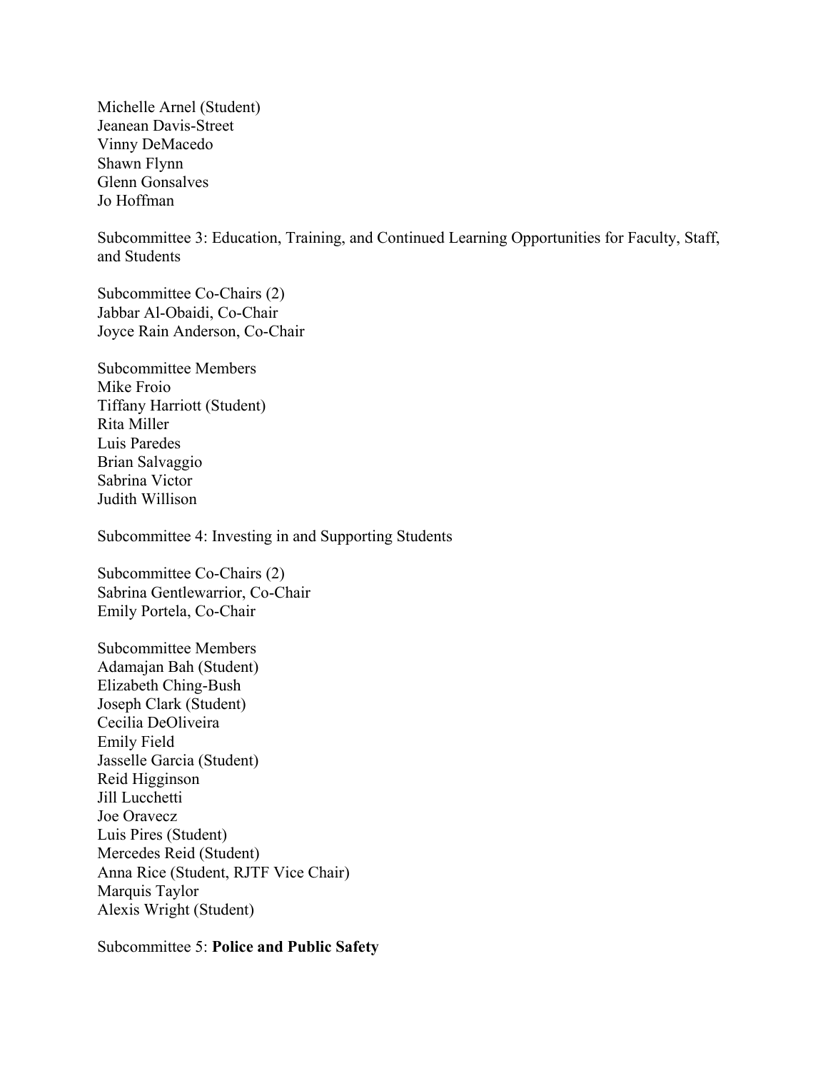Michelle Arnel (Student)
Jeanean Davis-Street
Vinny DeMacedo
Shawn Flynn
Glenn Gonsalves
Jo Hoffman

Subcommittee 3: Education, Training, and Continued Learning Opportunities for Faculty, Staff, and Students

Subcommittee Co-Chairs (2)
Jabbar Al-Obaidi, Co-Chair
Joyce Rain Anderson, Co-Chair

Subcommittee Members
Mike Froio
Tiffany Harriott (Student)
Rita Miller
Luis Paredes
Brian Salvaggio
Sabrina Victor
Judith Willison

Subcommittee 4: Investing in and Supporting Students

Subcommittee Co-Chairs (2)
Sabrina Gentlewarrior, Co-Chair
Emily Portela, Co-Chair

Subcommittee Members
Adamajan Bah (Student)
Elizabeth Ching-Bush
Joseph Clark (Student)
Cecilia DeOliveira
Emily Field
Jasselle Garcia (Student)
Reid Higginson
Jill Lucchetti
Joe Oravecz
Luis Pires (Student)
Mercedes Reid (Student)
Anna Rice (Student, RJTF Vice Chair)
Marquis Taylor
Alexis Wright (Student)

Subcommittee 5: **Police and Public Safety**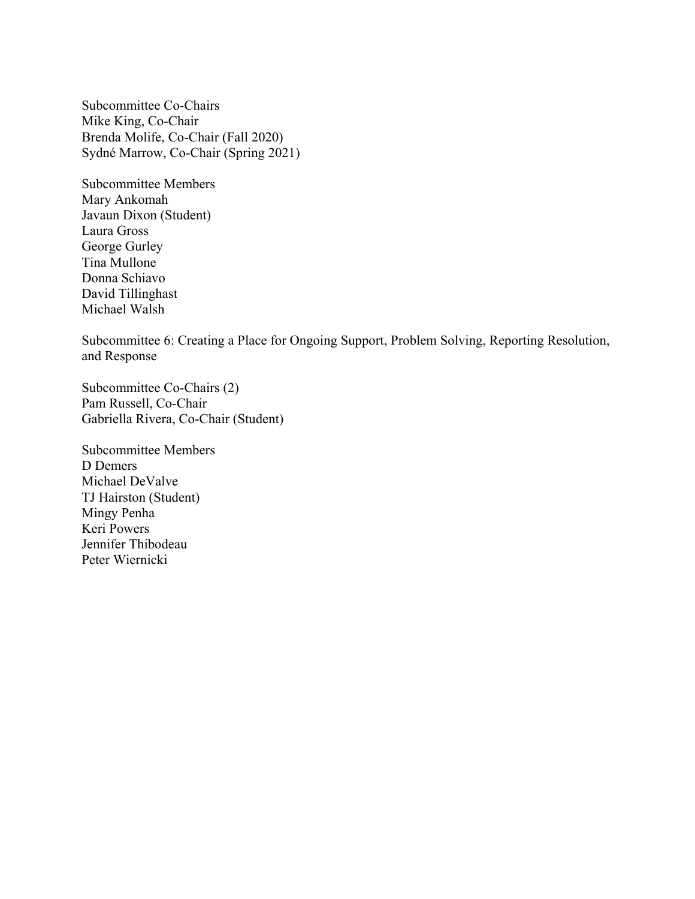Subcommittee Co-Chairs
Mike King, Co-Chair
Brenda Molife, Co-Chair (Fall 2020)
Sydné Marrow, Co-Chair (Spring 2021)

Subcommittee Members
Mary Ankomah
Javaun Dixon (Student)
Laura Gross
George Gurley
Tina Mullone
Donna Schiavo
David Tillinghast
Michael Walsh

Subcommittee 6: Creating a Place for Ongoing Support, Problem Solving, Reporting Resolution, and Response

Subcommittee Co-Chairs (2)
Pam Russell, Co-Chair
Gabriella Rivera, Co-Chair (Student)

Subcommittee Members
D Demers
Michael DeValve
TJ Hairston (Student)
Mingy Penha
Keri Powers
Jennifer Thibodeau
Peter Wiernicki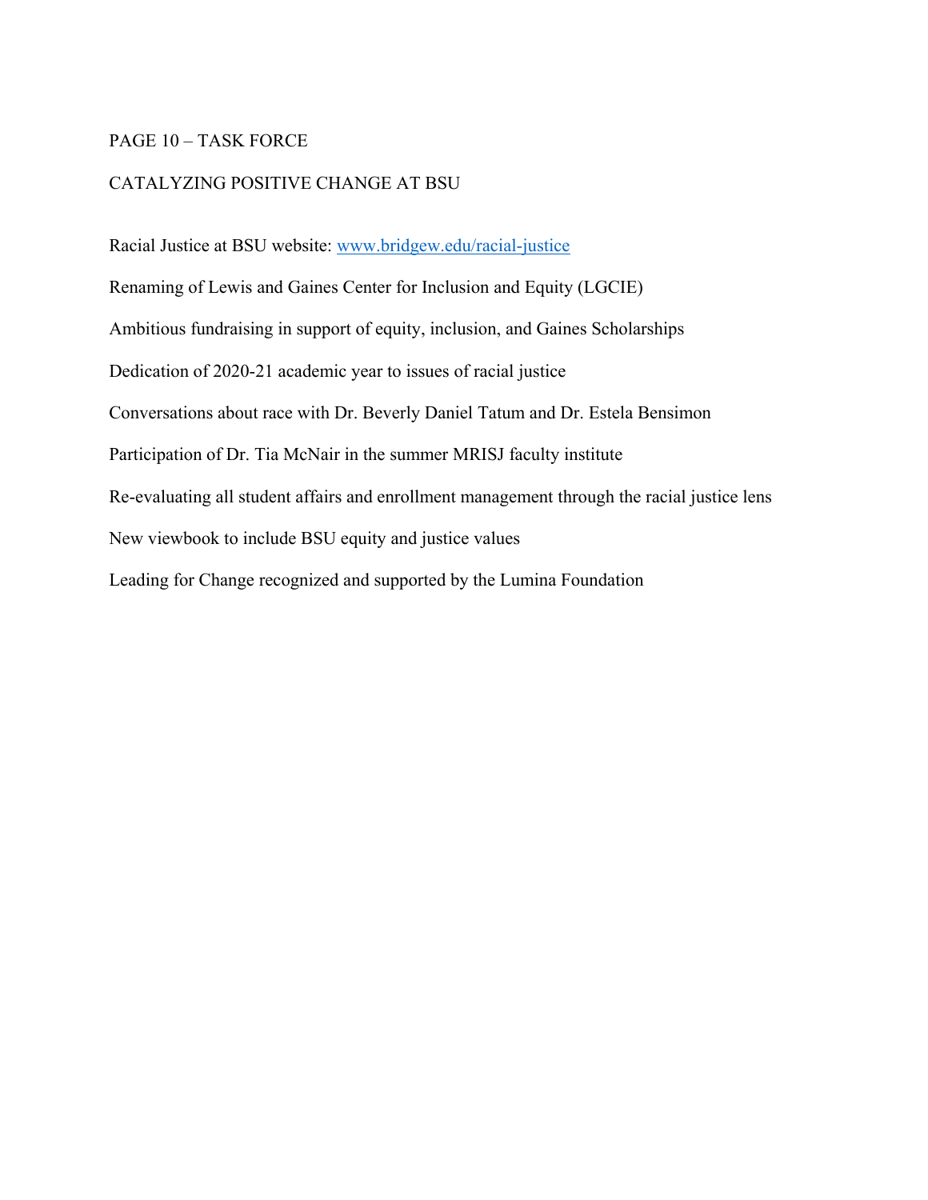PAGE 10 – TASK FORCE

CATALYZING POSITIVE CHANGE AT BSU

Racial Justice at BSU website: [www.bridgew.edu/racial-justice](http://www.bridgew.edu/racial-justice)

Renaming of Lewis and Gaines Center for Inclusion and Equity (LGCIE)

Ambitious fundraising in support of equity, inclusion, and Gaines Scholarships

Dedication of 2020-21 academic year to issues of racial justice

Conversations about race with Dr. Beverly Daniel Tatum and Dr. Estela Bensimon

Participation of Dr. Tia McNair in the summer MRISJ faculty institute

Re-evaluating all student affairs and enrollment management through the racial justice lens

New viewbook to include BSU equity and justice values

Leading for Change recognized and supported by the Lumina Foundation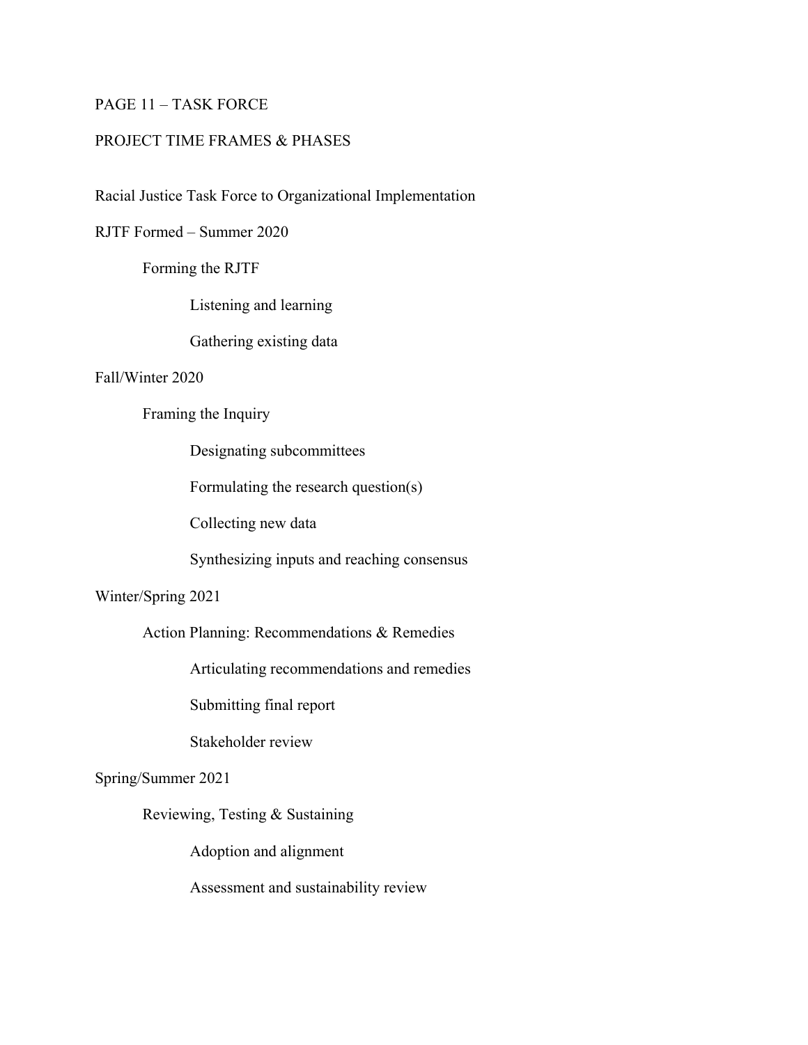PAGE 11 – TASK FORCE

PROJECT TIME FRAMES & PHASES

Racial Justice Task Force to Organizational Implementation

RJTF Formed – Summer 2020

- Forming the RJTF
  - Listening and learning
  - Gathering existing data

Fall/Winter 2020

- Framing the Inquiry
  - Designating subcommittees
  - Formulating the research question(s)
  - Collecting new data
  - Synthesizing inputs and reaching consensus

Winter/Spring 2021

- Action Planning: Recommendations & Remedies
  - Articulating recommendations and remedies
  - Submitting final report
  - Stakeholder review

Spring/Summer 2021

- Reviewing, Testing & Sustaining
  - Adoption and alignment
  - Assessment and sustainability review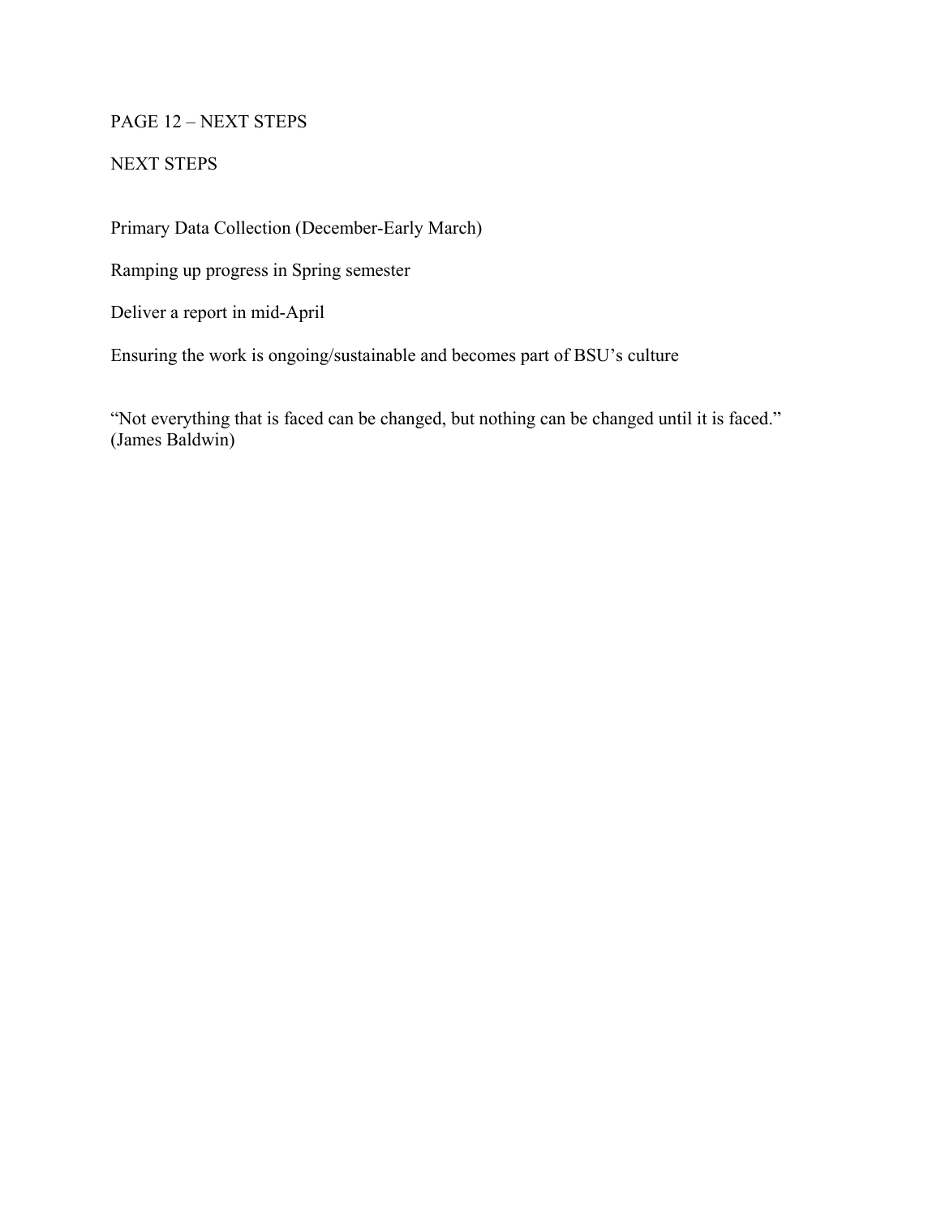PAGE 12 – NEXT STEPS

## NEXT STEPS

Primary Data Collection (December-Early March)

Ramping up progress in Spring semester

Deliver a report in mid-April

Ensuring the work is ongoing/sustainable and becomes part of BSU's culture

"Not everything that is faced can be changed, but nothing can be changed until it is faced." (James Baldwin)